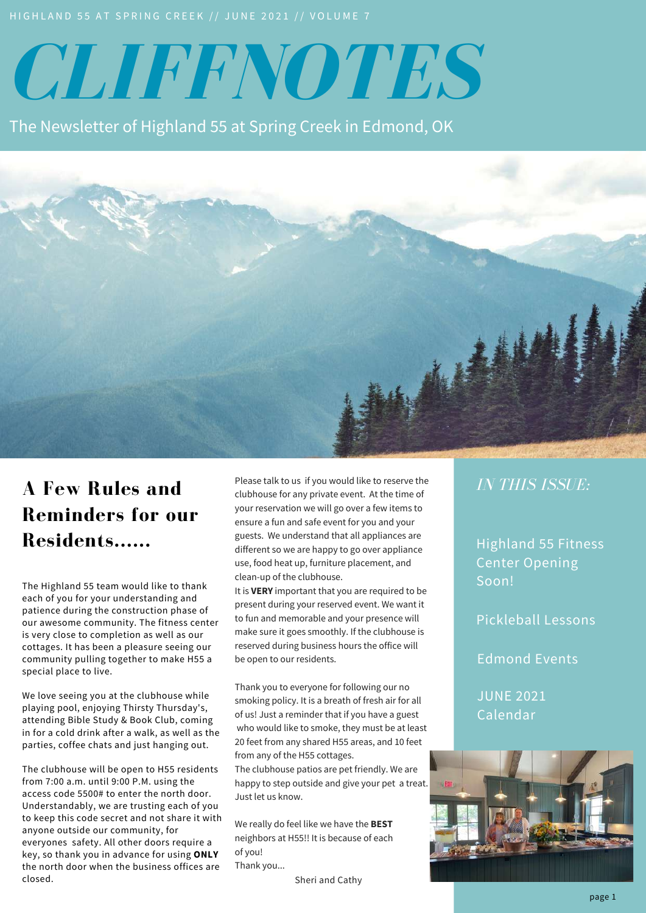HIGHLAND 55 AT SPRING CREEK // JUNE 2021 // VOLUME 7

# CLIFFNOTES

The Newsletter of Highland 55 at Spring Creek in Edmond, OK

## A Few Rules and Reminders for our Residents......

The Highland 55 team would like to thank each of you for your understanding and patience during the construction phase of our awesome community. The fitness center is very close to completion as well as our cottages. It has been a pleasure seeing our community pulling together to make H55 a special place to live.

We love seeing you at the clubhouse while playing pool, enjoying Thirsty Thursday's, attending Bible Study & Book Club, coming in for a cold drink after a walk, as well as the parties, coffee chats and just hanging out.

The clubhouse will be open to H55 residents from 7:00 a.m. until 9:00 P.M. using the access code 5500# to enter the north door. Understandably, we are trusting each of you to keep this code secret and not share it with anyone outside our community, for everyones safety. All other doors require a key, so thank you in advance for using **ONLY** the north door when the business offices are closed.

Please talk to us if you would like to reserve the clubhouse for any private event. At the time of your reservation we will go over a few items to ensure a fun and safe event for you and your guests. We understand that all appliances are different so we are happy to go over appliance use, food heat up, furniture placement, and clean-up of the clubhouse.
It is **VERY** important that you are required to be present during your reserved event. We want it to fun and memorable and your presence will make sure it goes smoothly. If the clubhouse is reserved during business hours the office will be open to our residents.

Thank you to everyone for following our no smoking policy. It is a breath of fresh air for all of us! Just a reminder that if you have a guest who would like to smoke, they must be at least 20 feet from any shared H55 areas, and 10 feet from any of the H55 cottages.
The clubhouse patios are pet friendly. We are happy to step outside and give your pet a treat. Just let us know.

We really do feel like we have the **BEST** neighbors at H55!! It is because of each of you!
Thank you...

Sheri and Cathy

### *IN THIS ISSUE:*

- Highland 55 Fitness Center Opening Soon!
- Pickleball Lessons
- Edmond Events
- JUNE 2021 Calendar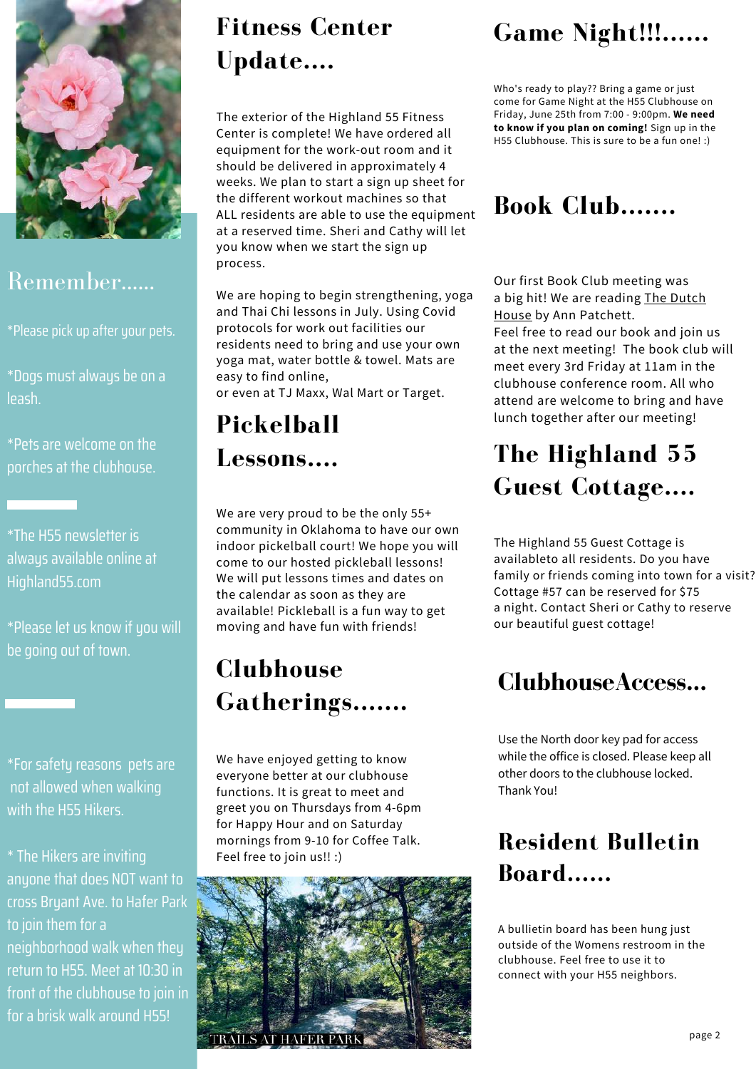## Remember......

*Please pick up after your pets.

*Dogs must always be on a leash.

*Pets are welcome on the porches at the clubhouse.

*The H55 newsletter is always available online at Highland55.com

*Please let us know if you will be going out of town.

*For safety reasons pets are not allowed when walking with the H55 Hikers.

* The Hikers are inviting anyone that does NOT want to cross Bryant Ave. to Hafer Park to join them for a neighborhood walk when they return to H55. Meet at 10:30 in front of the clubhouse to join in for a brisk walk around H55!

## Fitness Center Update....

The exterior of the Highland 55 Fitness Center is complete! We have ordered all equipment for the work-out room and it should be delivered in approximately 4 weeks. We plan to start a sign up sheet for the different workout machines so that ALL residents are able to use the equipment at a reserved time. Sheri and Cathy will let you know when we start the sign up process.

We are hoping to begin strengthening, yoga and Thai Chi lessons in July. Using Covid protocols for work out facilities our residents need to bring and use your own yoga mat, water bottle & towel. Mats are easy to find online, or even at TJ Maxx, Wal Mart or Target.

## Pickelball Lessons....

We are very proud to be the only 55+ community in Oklahoma to have our own indoor pickelball court! We hope you will come to our hosted pickleball lessons! We will put lessons times and dates on the calendar as soon as they are available! Pickleball is a fun way to get moving and have fun with friends!

## Clubhouse Gatherings.......

We have enjoyed getting to know everyone better at our clubhouse functions. It is great to meet and greet you on Thursdays from 4-6pm for Happy Hour and on Saturday mornings from 9-10 for Coffee Talk. Feel free to join us!! :)

TRAILS AT HAFER PARK

## Game Night!!!......

Who's ready to play?? Bring a game or just come for Game Night at the H55 Clubhouse on Friday, June 25th from 7:00 - 9:00pm. **We need to know if you plan on coming!** Sign up in the H55 Clubhouse. This is sure to be a fun one! :)

## Book Club.......

Our first Book Club meeting was a big hit! We are reading The Dutch House by Ann Patchett.
Feel free to read our book and join us at the next meeting! The book club will meet every 3rd Friday at 11am in the clubhouse conference room. All who attend are welcome to bring and have lunch together after our meeting!

## The Highland 55 Guest Cottage....

The Highland 55 Guest Cottage is availableto all residents. Do you have family or friends coming into town for a visit? Cottage #57 can be reserved for $75 a night. Contact Sheri or Cathy to reserve our beautiful guest cottage!

## ClubhouseAccess...

Use the North door key pad for access while the office is closed. Please keep all other doors to the clubhouse locked. Thank You!

## Resident Bulletin Board......

A bullietin board has been hung just outside of the Womens restroom in the clubhouse. Feel free to use it to connect with your H55 neighbors.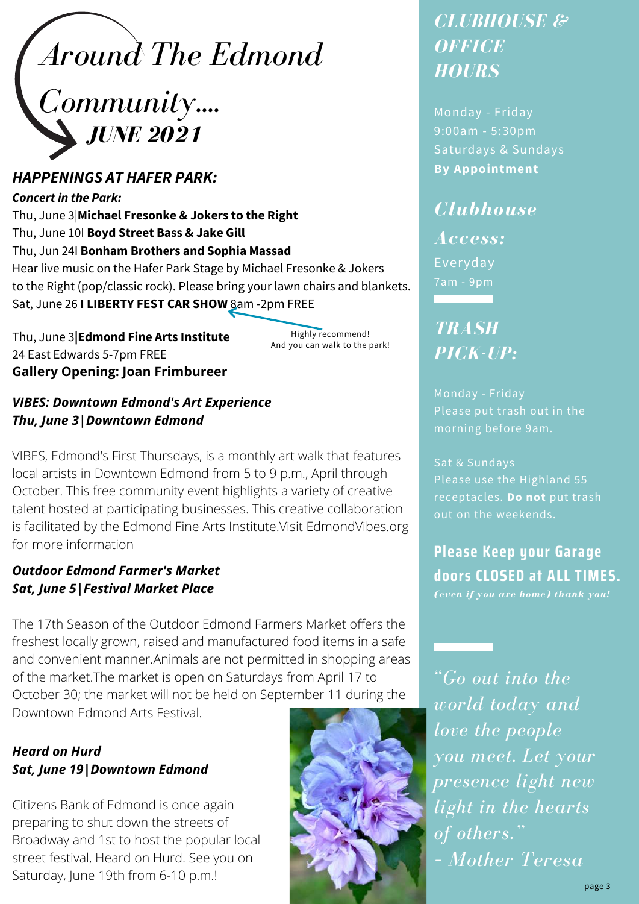# Around The Edmond Community....

## JUNE 2021

### HAPPENINGS AT HAFER PARK:

***Concert in the Park:***

Thu, June 3|**Michael Fresonke & Jokers to the Right**
Thu, June 10I **Boyd Street Bass & Jake Gill**
Thu, Jun 24I **Bonham Brothers and Sophia Massad**
Hear live music on the Hafer Park Stage by Michael Fresonke & Jokers to the Right (pop/classic rock). Please bring your lawn chairs and blankets.
Sat, June 26 I **LIBERTY FEST CAR SHOW** 8am -2pm FREE

Highly recommend!
And you can walk to the park!

Thu, June 3|**Edmond Fine Arts Institute**
24 East Edwards 5-7pm FREE
**Gallery Opening: Joan Frimbureer**

### *VIBES: Downtown Edmond's Art Experience*
### *Thu, June 3|Downtown Edmond*

VIBES, Edmond's First Thursdays, is a monthly art walk that features local artists in Downtown Edmond from 5 to 9 p.m., April through October. This free community event highlights a variety of creative talent hosted at participating businesses. This creative collaboration is facilitated by the Edmond Fine Arts Institute.Visit EdmondVibes.org for more information

### *Outdoor Edmond Farmer's Market*
### *Sat, June 5|Festival Market Place*

The 17th Season of the Outdoor Edmond Farmers Market offers the freshest locally grown, raised and manufactured food items in a safe and convenient manner.Animals are not permitted in shopping areas of the market.The market is open on Saturdays from April 17 to October 30; the market will not be held on September 11 during the Downtown Edmond Arts Festival.

### *Heard on Hurd*
### *Sat, June 19|Downtown Edmond*

Citizens Bank of Edmond is once again preparing to shut down the streets of Broadway and 1st to host the popular local street festival, Heard on Hurd. See you on Saturday, June 19th from 6-10 p.m.!

## *CLUBHOUSE & OFFICE HOURS*

Monday - Friday
9:00am - 5:30pm
Saturdays & Sundays
**By Appointment**

## *Clubhouse Access:*

Everyday
7am - 9pm

## *TRASH PICK-UP:*

Monday - Friday
Please put trash out in the morning before 9am.

Sat & Sundays
Please use the Highland 55 receptacles. **Do not** put trash out on the weekends.

**Please Keep your Garage doors CLOSED at ALL TIMES.**
*(even if you are home) thank you!*

*"Go out into the world today and love the people you meet. Let your presence light new light in the hearts of others."*
*- Mother Teresa*